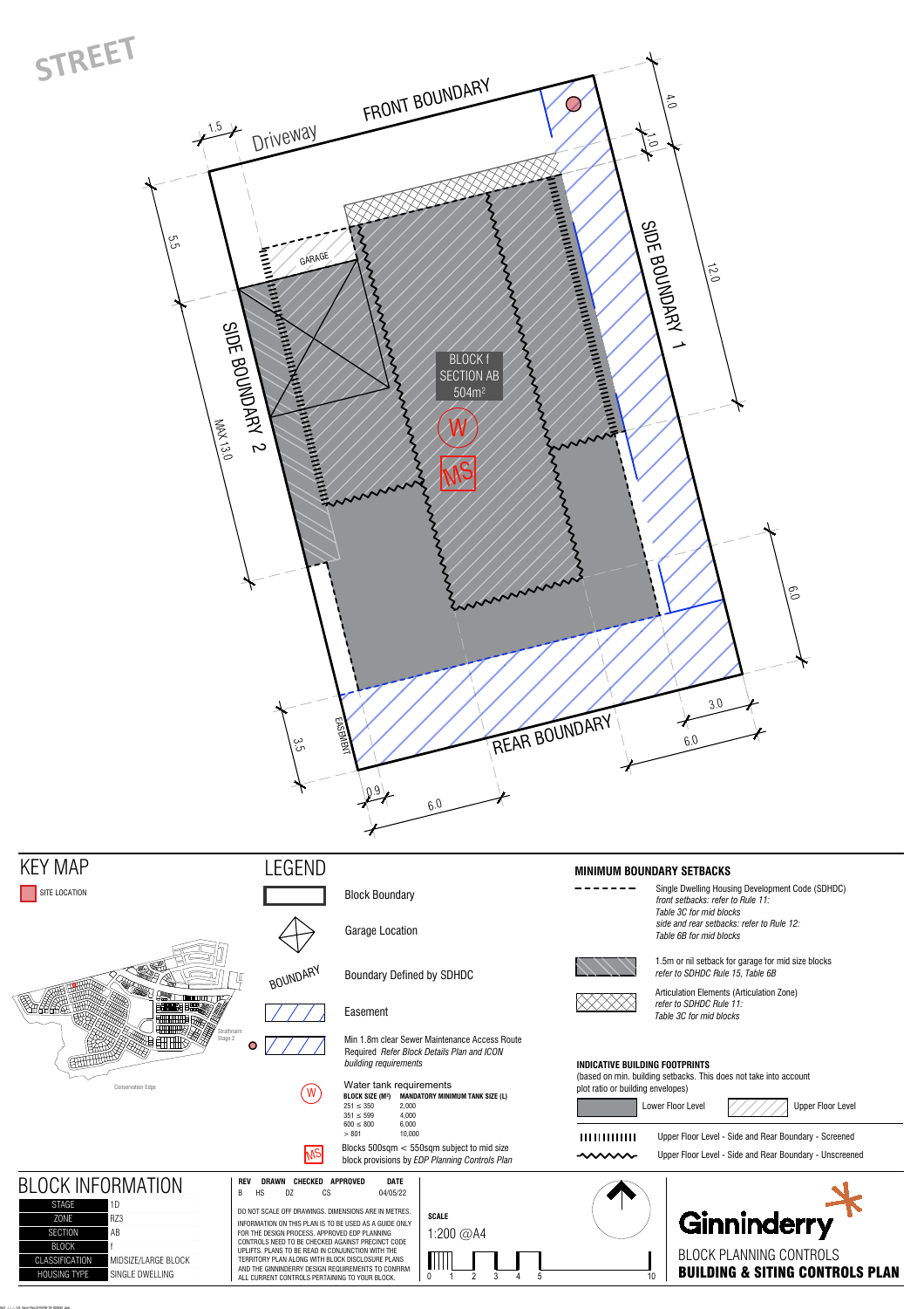STREET

FRONT BOUNDARY

Driveway

1.5

4.0

1.0

SIDE BOUNDARY 1

12.0

5.5

GARAGE

BLOCK f
SECTION AB
504m²

W

MS

SIDE BOUNDARY 2

MAX 13.0

6.0

3.5

EASEMENT

3.0

6.0

REAR BOUNDARY

0.9

6.0

# KEY MAP

SITE LOCATION

Strathnairn Stage 2

Conservation Edge

# LEGEND

- Block Boundary
- Garage Location
- Boundary Defined by SDHDC
- Easement
- Min 1.8m clear Sewer Maintenance Access Route Required *Refer Block Details Plan and ICON building requirements*
- Water tank requirements

| BLOCK SIZE (M²) | MANDATORY MINIMUM TANK SIZE (L) |
|---|---|
| 251 ≤ 350 | 2,000 |
| 351 ≤ 599 | 4,000 |
| 600 ≤ 800 | 6,000 |
| > 801 | 10,000 |

- MS: Blocks 500sqm < 550sqm subject to mid size block provisions by *EDP Planning Controls Plan*

## MINIMUM BOUNDARY SETBACKS

- Single Dwelling Housing Development Code (SDHDC)
  *front setbacks: refer to Rule 11: Table 3C for mid blocks*
  *side and rear setbacks: refer to Rule 12: Table 6B for mid blocks*
- 1.5m or nil setback for garage for mid size blocks
  *refer to SDHDC Rule 15, Table 6B*
- Articulation Elements (Articulation Zone)
  *refer to SDHDC Rule 11: Table 3C for mid blocks*

## INDICATIVE BUILDING FOOTPRINTS

(based on min. building setbacks. This does not take into account plot ratio or building envelopes)

- Lower Floor Level
- Upper Floor Level
- Upper Floor Level - Side and Rear Boundary - Screened
- Upper Floor Level - Side and Rear Boundary - Unscreened

# BLOCK INFORMATION

| | |
|---|---|
| STAGE | 1D |
| ZONE | RZ3 |
| SECTION | AB |
| BLOCK | f |
| CLASSIFICATION | MIDSIZE/LARGE BLOCK |
| HOUSING TYPE | SINGLE DWELLING |

| REV | DRAWN | CHECKED | APPROVED | DATE |
|---|---|---|---|---|
| B | HS | DZ | CS | 04/05/22 |

DO NOT SCALE OFF DRAWINGS. DIMENSIONS ARE IN METRES.

INFORMATION ON THIS PLAN IS TO BE USED AS A GUIDE ONLY FOR THE DESIGN PROCESS. APPROVED EDP PLANNING CONTROLS NEED TO BE CHECKED AGAINST PRECINCT CODE UPLIFTS. PLANS TO BE READ IN CONJUNCTION WITH THE TERRITORY PLAN ALONG WITH BLOCK DISCLOSURE PLANS AND THE GINNINDERRY DESIGN REQUIREMENTS TO CONFIRM ALL CURRENT CONTROLS PERTAINING TO YOUR BLOCK.

**SCALE**

1:200 @A4

0 1 2 3 4 5 10

Ginninderry

BLOCK PLANNING CONTROLS

**BUILDING & SITING CONTROLS PLAN**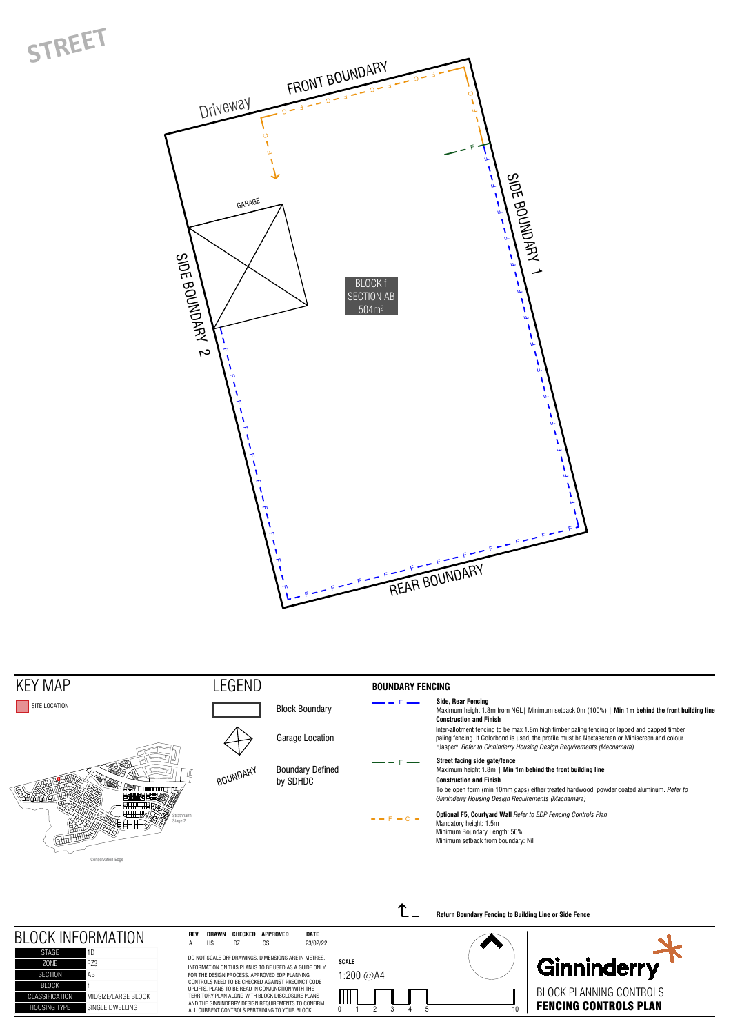STREET

FRONT BOUNDARY

Driveway

GARAGE

SIDE BOUNDARY 1

SIDE BOUNDARY 2

BLOCK f
SECTION AB
504m²

REAR BOUNDARY

## KEY MAP

SITE LOCATION

Strathnairn Stage 2

Conservation Edge

## LEGEND

| | |
|---|---|
| | Block Boundary |
| | Garage Location |
| BOUNDARY | Boundary Defined by SDHDC |

## BOUNDARY FENCING

**Side, Rear Fencing**
Maximum height 1.8m from NGL | Minimum setback 0m (100%) | **Min 1m behind the front building line**
**Construction and Finish**
Inter-allotment fencing to be max 1.8m high timber paling fencing or lapped and capped timber paling fencing. If Colorbond is used, the profile must be Neetascreen or Miniscreen and colour "Jasper". *Refer to Ginninderry Housing Design Requirements (Macnamara)*

**Street facing side gate/fence**
Maximum height 1.8m | **Min 1m behind the front building line**
**Construction and Finish**
To be open form (min 10mm gaps) either treated hardwood, powder coated aluminum. *Refer to Ginninderry Housing Design Requirements (Macnamara)*

**Optional F5, Courtyard Wall** *Refer to EDP Fencing Controls Plan*
Mandatory height: 1.5m
Minimum Boundary Length: 50%
Minimum setback from boundary: Nil

**Return Boundary Fencing to Building Line or Side Fence**

## BLOCK INFORMATION

| | |
|---|---|
| STAGE | 1D |
| ZONE | RZ3 |
| SECTION | AB |
| BLOCK | f |
| CLASSIFICATION | MIDSIZE/LARGE BLOCK |
| HOUSING TYPE | SINGLE DWELLING |

| REV | DRAWN | CHECKED | APPROVED | DATE |
|---|---|---|---|---|
| A | HS | DZ | CS | 23/02/22 |

DO NOT SCALE OFF DRAWINGS. DIMENSIONS ARE IN METRES.
INFORMATION ON THIS PLAN IS TO BE USED AS A GUIDE ONLY FOR THE DESIGN PROCESS. APPROVED EDP PLANNING CONTROLS NEED TO BE CHECKED AGAINST PRECINCT CODE UPLIFTS. PLANS TO BE READ IN CONJUNCTION WITH THE TERRITORY PLAN ALONG WITH BLOCK DISCLOSURE PLANS AND THE GINNINDERRY DESIGN REQUIREMENTS TO CONFIRM ALL CURRENT CONTROLS PERTAINING TO YOUR BLOCK.

**SCALE**
1:200 @A4

0 1 2 3 4 5 10

Ginninderry

BLOCK PLANNING CONTROLS
**FENCING CONTROLS PLAN**